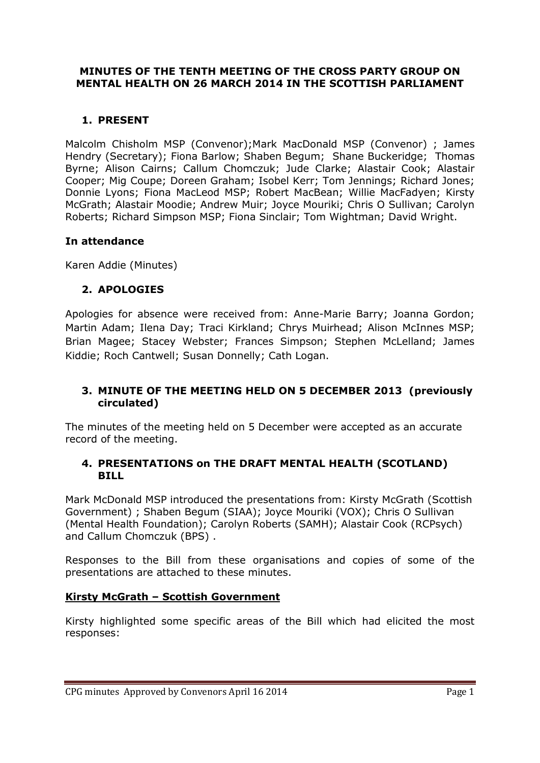# MINUTES OF THE TENTH MEETING OF THE CROSS PARTY GROUP ON MENTAL HEALTH ON 26 MARCH 2014 IN THE SCOTTISH PARLIAMENT

## 1. PRESENT

Malcolm Chisholm MSP (Convenor);Mark MacDonald MSP (Convenor) ; James Hendry (Secretary); Fiona Barlow; Shaben Begum; Shane Buckeridge; Thomas Byrne; Alison Cairns; Callum Chomczuk; Jude Clarke; Alastair Cook; Alastair Cooper; Mig Coupe; Doreen Graham; Isobel Kerr; Tom Jennings; Richard Jones; Donnie Lyons; Fiona MacLeod MSP; Robert MacBean; Willie MacFadyen; Kirsty McGrath; Alastair Moodie; Andrew Muir; Joyce Mouriki; Chris O Sullivan; Carolyn Roberts; Richard Simpson MSP; Fiona Sinclair; Tom Wightman; David Wright.

### In attendance

Karen Addie (Minutes)

## 2. APOLOGIES

Apologies for absence were received from: Anne-Marie Barry; Joanna Gordon; Martin Adam; Ilena Day; Traci Kirkland; Chrys Muirhead; Alison McInnes MSP; Brian Magee; Stacey Webster; Frances Simpson; Stephen McLelland; James Kiddie; Roch Cantwell; Susan Donnelly; Cath Logan.

## 3. MINUTE OF THE MEETING HELD ON 5 DECEMBER 2013 (previously circulated)

The minutes of the meeting held on 5 December were accepted as an accurate record of the meeting.

## 4. PRESENTATIONS on THE DRAFT MENTAL HEALTH (SCOTLAND) BILL

Mark McDonald MSP introduced the presentations from: Kirsty McGrath (Scottish Government) ; Shaben Begum (SIAA); Joyce Mouriki (VOX); Chris O Sullivan (Mental Health Foundation); Carolyn Roberts (SAMH); Alastair Cook (RCPsych) and Callum Chomczuk (BPS) .

Responses to the Bill from these organisations and copies of some of the presentations are attached to these minutes.

**Kirsty McGrath – Scottish Government**

Kirsty highlighted some specific areas of the Bill which had elicited the most responses: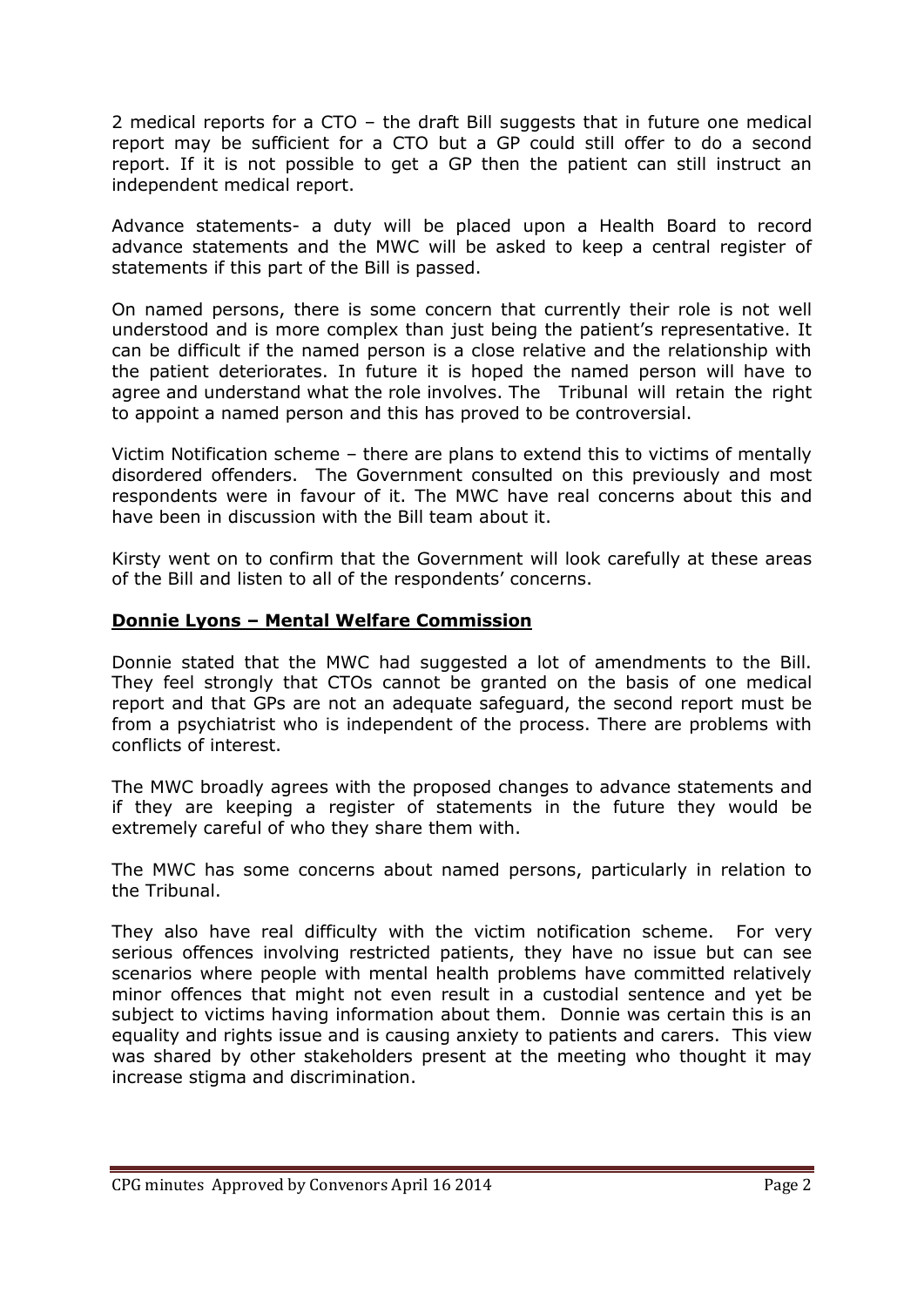2 medical reports for a CTO – the draft Bill suggests that in future one medical report may be sufficient for a CTO but a GP could still offer to do a second report. If it is not possible to get a GP then the patient can still instruct an independent medical report.

Advance statements- a duty will be placed upon a Health Board to record advance statements and the MWC will be asked to keep a central register of statements if this part of the Bill is passed.

On named persons, there is some concern that currently their role is not well understood and is more complex than just being the patient's representative. It can be difficult if the named person is a close relative and the relationship with the patient deteriorates. In future it is hoped the named person will have to agree and understand what the role involves. The Tribunal will retain the right to appoint a named person and this has proved to be controversial.

Victim Notification scheme – there are plans to extend this to victims of mentally disordered offenders. The Government consulted on this previously and most respondents were in favour of it. The MWC have real concerns about this and have been in discussion with the Bill team about it.

Kirsty went on to confirm that the Government will look carefully at these areas of the Bill and listen to all of the respondents' concerns.

**Donnie Lyons – Mental Welfare Commission**

Donnie stated that the MWC had suggested a lot of amendments to the Bill. They feel strongly that CTOs cannot be granted on the basis of one medical report and that GPs are not an adequate safeguard, the second report must be from a psychiatrist who is independent of the process. There are problems with conflicts of interest.

The MWC broadly agrees with the proposed changes to advance statements and if they are keeping a register of statements in the future they would be extremely careful of who they share them with.

The MWC has some concerns about named persons, particularly in relation to the Tribunal.

They also have real difficulty with the victim notification scheme. For very serious offences involving restricted patients, they have no issue but can see scenarios where people with mental health problems have committed relatively minor offences that might not even result in a custodial sentence and yet be subject to victims having information about them. Donnie was certain this is an equality and rights issue and is causing anxiety to patients and carers. This view was shared by other stakeholders present at the meeting who thought it may increase stigma and discrimination.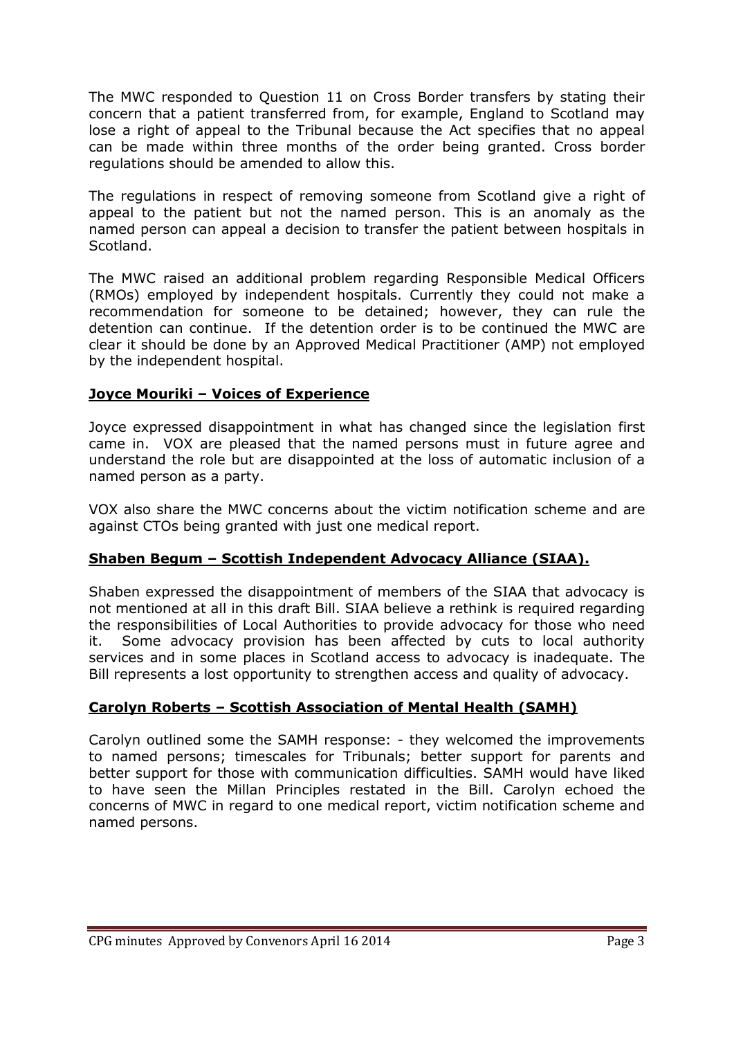The MWC responded to Question 11 on Cross Border transfers by stating their concern that a patient transferred from, for example, England to Scotland may lose a right of appeal to the Tribunal because the Act specifies that no appeal can be made within three months of the order being granted. Cross border regulations should be amended to allow this.

The regulations in respect of removing someone from Scotland give a right of appeal to the patient but not the named person. This is an anomaly as the named person can appeal a decision to transfer the patient between hospitals in Scotland.

The MWC raised an additional problem regarding Responsible Medical Officers (RMOs) employed by independent hospitals. Currently they could not make a recommendation for someone to be detained; however, they can rule the detention can continue. If the detention order is to be continued the MWC are clear it should be done by an Approved Medical Practitioner (AMP) not employed by the independent hospital.

## Joyce Mouriki – Voices of Experience

Joyce expressed disappointment in what has changed since the legislation first came in. VOX are pleased that the named persons must in future agree and understand the role but are disappointed at the loss of automatic inclusion of a named person as a party.

VOX also share the MWC concerns about the victim notification scheme and are against CTOs being granted with just one medical report.

## Shaben Begum – Scottish Independent Advocacy Alliance (SIAA).

Shaben expressed the disappointment of members of the SIAA that advocacy is not mentioned at all in this draft Bill. SIAA believe a rethink is required regarding the responsibilities of Local Authorities to provide advocacy for those who need it. Some advocacy provision has been affected by cuts to local authority services and in some places in Scotland access to advocacy is inadequate. The Bill represents a lost opportunity to strengthen access and quality of advocacy.

## Carolyn Roberts – Scottish Association of Mental Health (SAMH)

Carolyn outlined some the SAMH response: - they welcomed the improvements to named persons; timescales for Tribunals; better support for parents and better support for those with communication difficulties. SAMH would have liked to have seen the Millan Principles restated in the Bill. Carolyn echoed the concerns of MWC in regard to one medical report, victim notification scheme and named persons.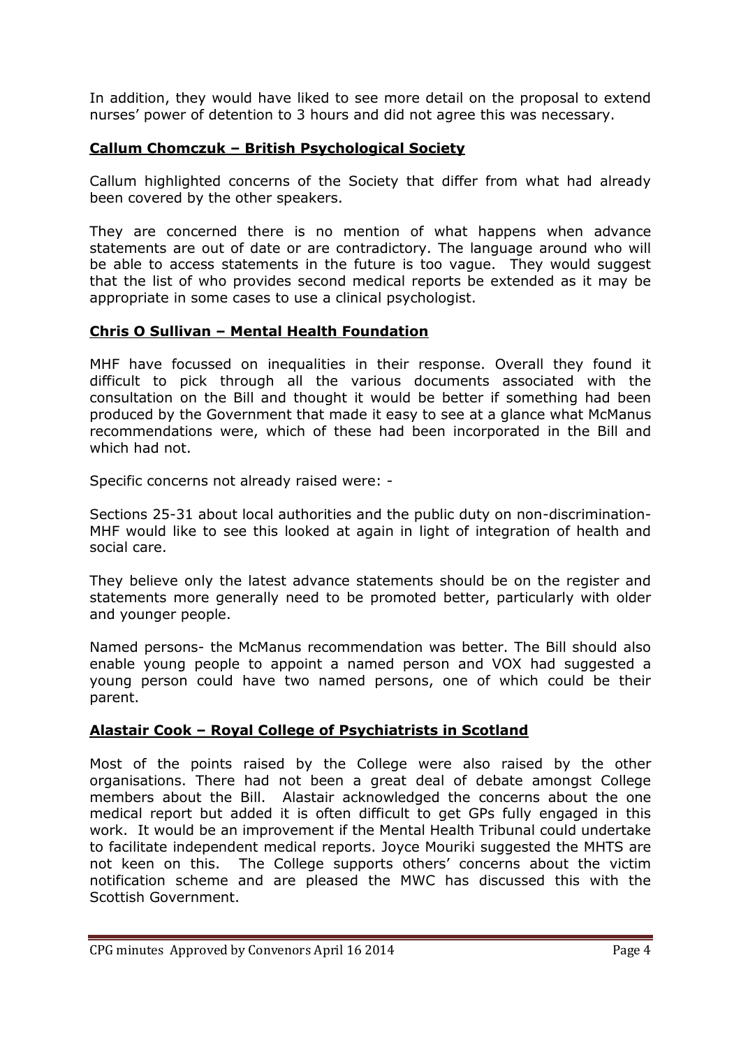In addition, they would have liked to see more detail on the proposal to extend nurses' power of detention to 3 hours and did not agree this was necessary.

**Callum Chomczuk – British Psychological Society**

Callum highlighted concerns of the Society that differ from what had already been covered by the other speakers.

They are concerned there is no mention of what happens when advance statements are out of date or are contradictory. The language around who will be able to access statements in the future is too vague. They would suggest that the list of who provides second medical reports be extended as it may be appropriate in some cases to use a clinical psychologist.

**Chris O Sullivan – Mental Health Foundation**

MHF have focussed on inequalities in their response. Overall they found it difficult to pick through all the various documents associated with the consultation on the Bill and thought it would be better if something had been produced by the Government that made it easy to see at a glance what McManus recommendations were, which of these had been incorporated in the Bill and which had not.

Specific concerns not already raised were: -

Sections 25-31 about local authorities and the public duty on non-discrimination- MHF would like to see this looked at again in light of integration of health and social care.

They believe only the latest advance statements should be on the register and statements more generally need to be promoted better, particularly with older and younger people.

Named persons- the McManus recommendation was better. The Bill should also enable young people to appoint a named person and VOX had suggested a young person could have two named persons, one of which could be their parent.

**Alastair Cook – Royal College of Psychiatrists in Scotland**

Most of the points raised by the College were also raised by the other organisations. There had not been a great deal of debate amongst College members about the Bill. Alastair acknowledged the concerns about the one medical report but added it is often difficult to get GPs fully engaged in this work. It would be an improvement if the Mental Health Tribunal could undertake to facilitate independent medical reports. Joyce Mouriki suggested the MHTS are not keen on this. The College supports others' concerns about the victim notification scheme and are pleased the MWC has discussed this with the Scottish Government.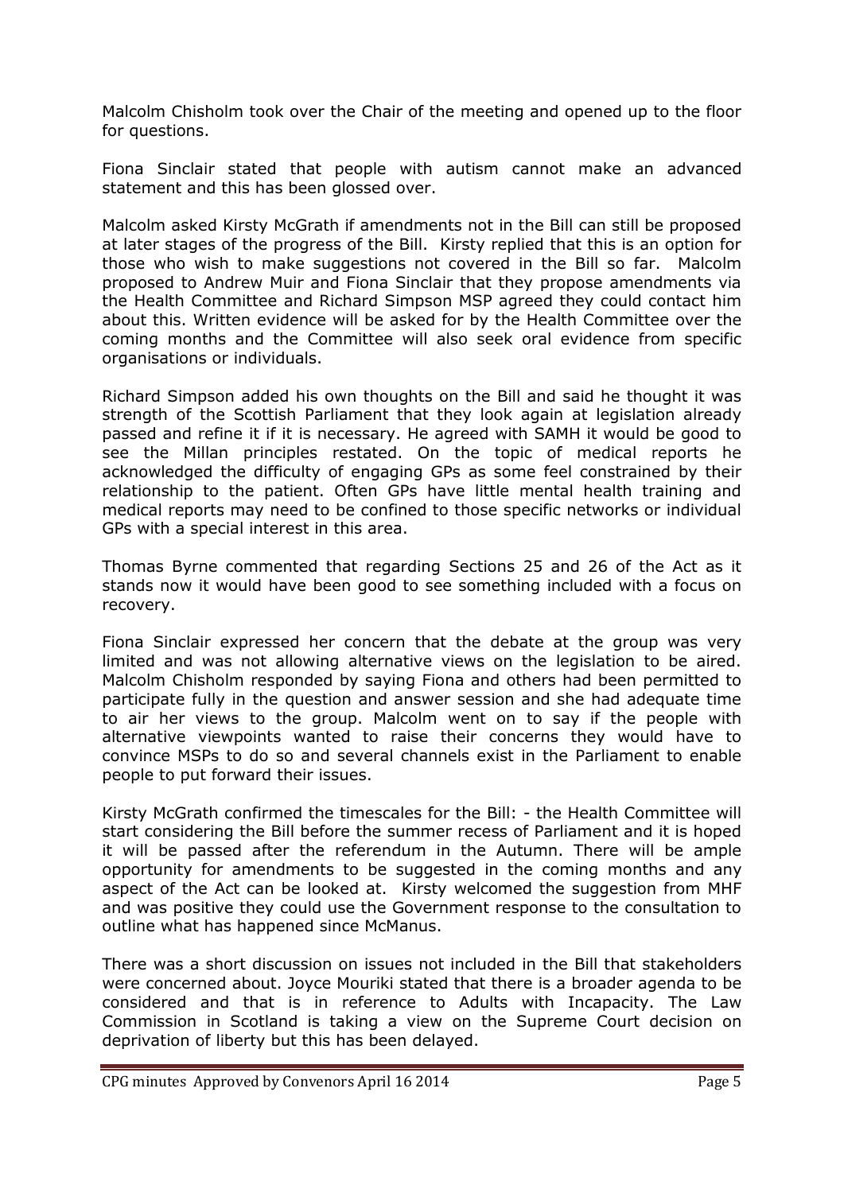Malcolm Chisholm took over the Chair of the meeting and opened up to the floor for questions.

Fiona Sinclair stated that people with autism cannot make an advanced statement and this has been glossed over.

Malcolm asked Kirsty McGrath if amendments not in the Bill can still be proposed at later stages of the progress of the Bill. Kirsty replied that this is an option for those who wish to make suggestions not covered in the Bill so far. Malcolm proposed to Andrew Muir and Fiona Sinclair that they propose amendments via the Health Committee and Richard Simpson MSP agreed they could contact him about this. Written evidence will be asked for by the Health Committee over the coming months and the Committee will also seek oral evidence from specific organisations or individuals.

Richard Simpson added his own thoughts on the Bill and said he thought it was strength of the Scottish Parliament that they look again at legislation already passed and refine it if it is necessary. He agreed with SAMH it would be good to see the Millan principles restated. On the topic of medical reports he acknowledged the difficulty of engaging GPs as some feel constrained by their relationship to the patient. Often GPs have little mental health training and medical reports may need to be confined to those specific networks or individual GPs with a special interest in this area.

Thomas Byrne commented that regarding Sections 25 and 26 of the Act as it stands now it would have been good to see something included with a focus on recovery.

Fiona Sinclair expressed her concern that the debate at the group was very limited and was not allowing alternative views on the legislation to be aired. Malcolm Chisholm responded by saying Fiona and others had been permitted to participate fully in the question and answer session and she had adequate time to air her views to the group. Malcolm went on to say if the people with alternative viewpoints wanted to raise their concerns they would have to convince MSPs to do so and several channels exist in the Parliament to enable people to put forward their issues.

Kirsty McGrath confirmed the timescales for the Bill: - the Health Committee will start considering the Bill before the summer recess of Parliament and it is hoped it will be passed after the referendum in the Autumn. There will be ample opportunity for amendments to be suggested in the coming months and any aspect of the Act can be looked at. Kirsty welcomed the suggestion from MHF and was positive they could use the Government response to the consultation to outline what has happened since McManus.

There was a short discussion on issues not included in the Bill that stakeholders were concerned about. Joyce Mouriki stated that there is a broader agenda to be considered and that is in reference to Adults with Incapacity. The Law Commission in Scotland is taking a view on the Supreme Court decision on deprivation of liberty but this has been delayed.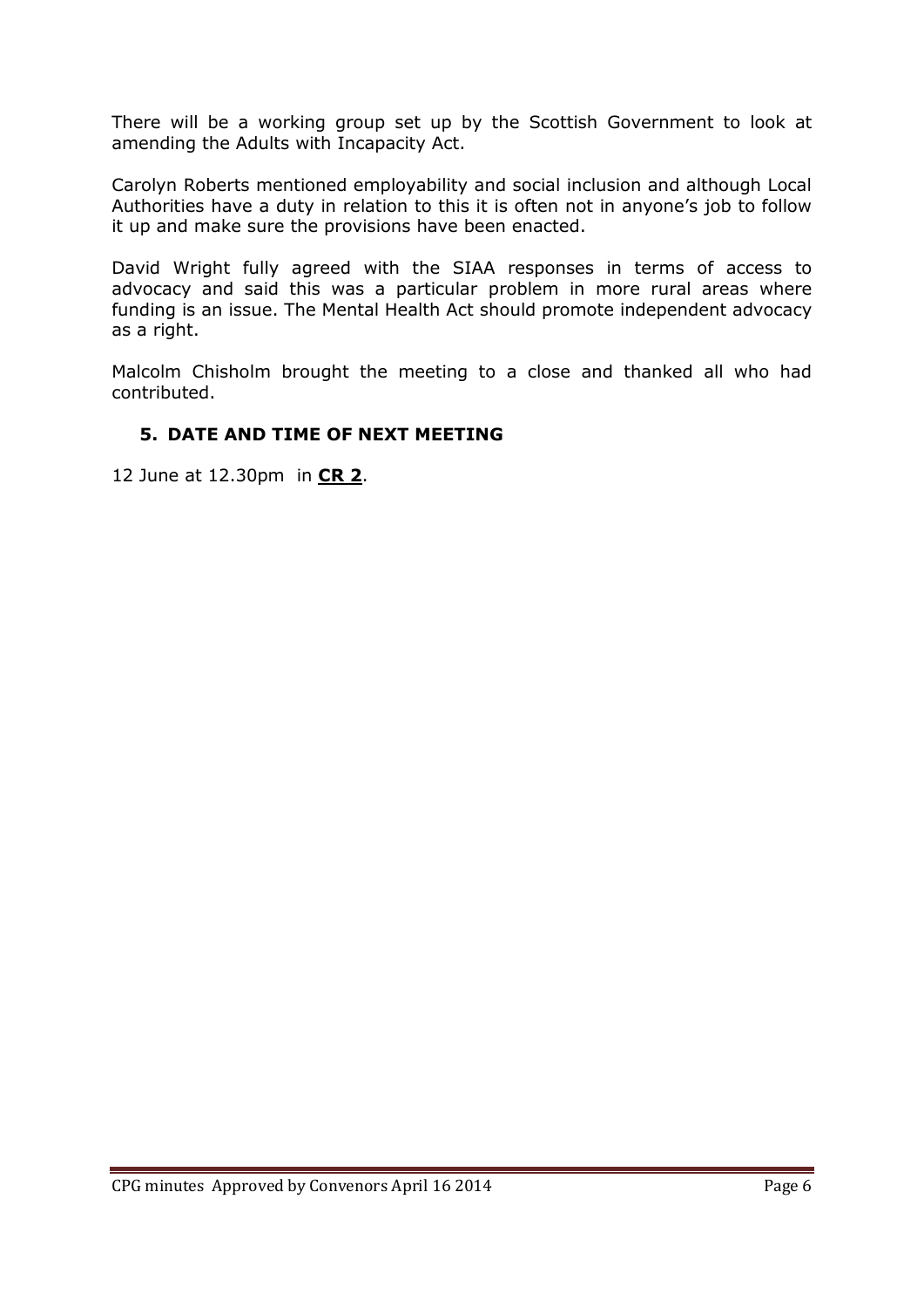There will be a working group set up by the Scottish Government to look at amending the Adults with Incapacity Act.

Carolyn Roberts mentioned employability and social inclusion and although Local Authorities have a duty in relation to this it is often not in anyone's job to follow it up and make sure the provisions have been enacted.

David Wright fully agreed with the SIAA responses in terms of access to advocacy and said this was a particular problem in more rural areas where funding is an issue. The Mental Health Act should promote independent advocacy as a right.

Malcolm Chisholm brought the meeting to a close and thanked all who had contributed.

## 5. DATE AND TIME OF NEXT MEETING

12 June at 12.30pm in **CR 2**.